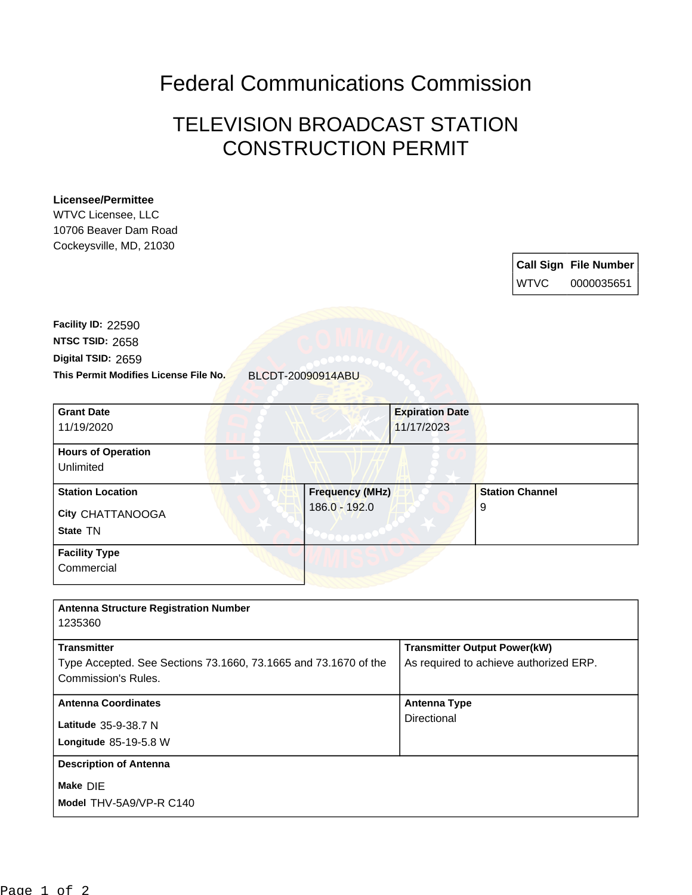# Federal Communications Commission

## TELEVISION BROADCAST STATION CONSTRUCTION PERMIT

**Licensee/Permittee**
WTVC Licensee, LLC
10706 Beaver Dam Road
Cockeysville, MD, 21030

| Call Sign | File Number |
| --- | --- |
| WTVC | 0000035651 |

**Facility ID:** 22590
**NTSC TSID:** 2658
**Digital TSID:** 2659
**This Permit Modifies License File No.** BLCDT-20090914ABU

| Grant Date | Expiration Date |
| --- | --- |
| 11/19/2020 | 11/17/2023 |

**Hours of Operation**
Unlimited

| Station Location | Frequency (MHz) | Station Channel |
| --- | --- | --- |
| City CHATTANOOGA<br>State TN | 186.0 - 192.0 | 9 |

**Facility Type**
Commercial

**Antenna Structure Registration Number**
1235360

| Transmitter | Transmitter Output Power(kW) |
| --- | --- |
| Type Accepted. See Sections 73.1660, 73.1665 and 73.1670 of the Commission's Rules. | As required to achieve authorized ERP. |

| Antenna Coordinates | Antenna Type |
| --- | --- |
| Latitude 35-9-38.7 N<br>Longitude 85-19-5.8 W | Directional |

**Description of Antenna**
**Make** DIE
**Model** THV-5A9/VP-R C140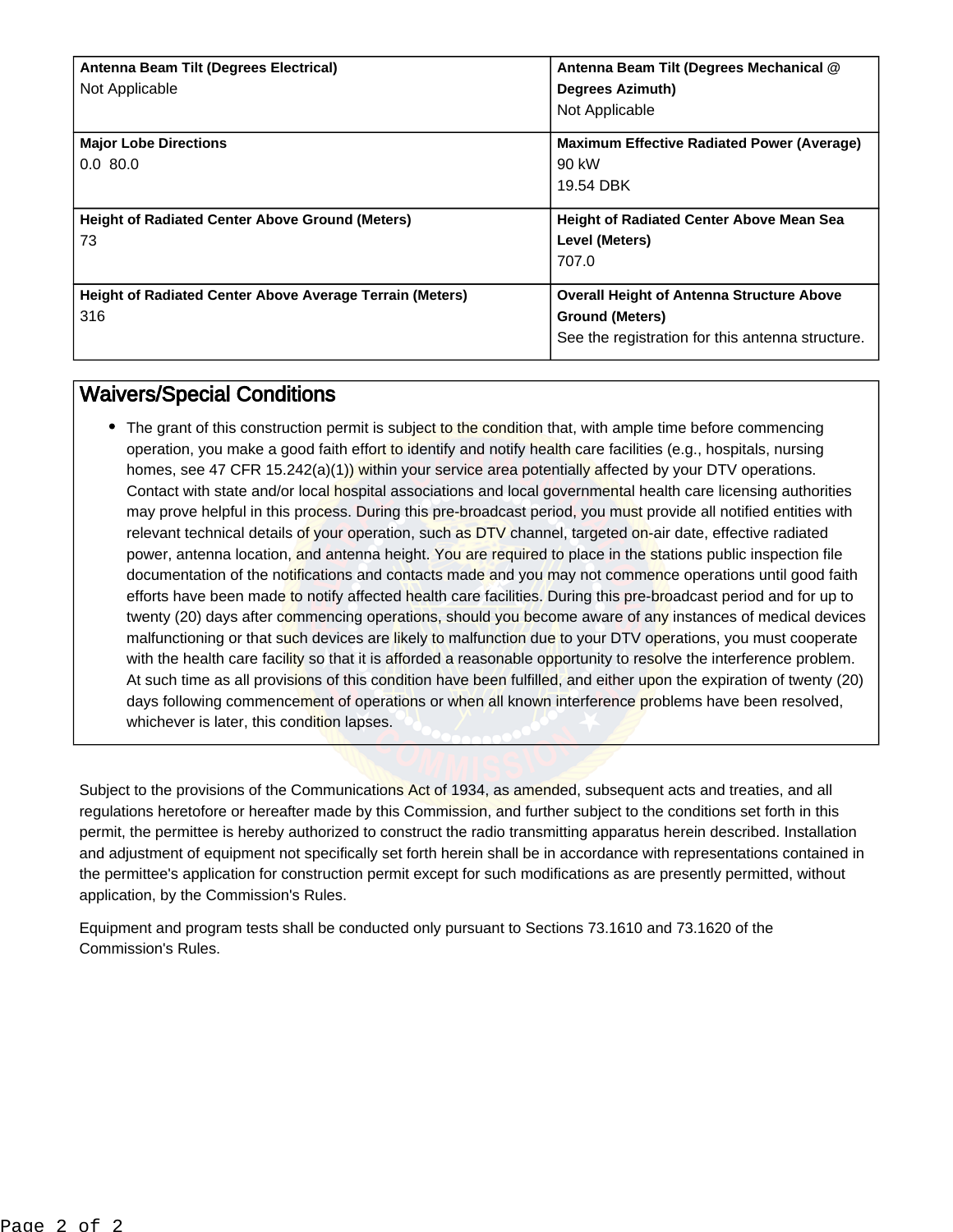| | |
|---|---|
| **Antenna Beam Tilt (Degrees Electrical)**<br>Not Applicable | **Antenna Beam Tilt (Degrees Mechanical @ Degrees Azimuth)**<br>Not Applicable |
| **Major Lobe Directions**<br>0.0  80.0 | **Maximum Effective Radiated Power (Average)**<br>90 kW<br>19.54 DBK |
| **Height of Radiated Center Above Ground (Meters)**<br>73 | **Height of Radiated Center Above Mean Sea Level (Meters)**<br>707.0 |
| **Height of Radiated Center Above Average Terrain (Meters)**<br>316 | **Overall Height of Antenna Structure Above Ground (Meters)**<br>See the registration for this antenna structure. |

## Waivers/Special Conditions

- The grant of this construction permit is subject to the condition that, with ample time before commencing operation, you make a good faith effort to identify and notify health care facilities (e.g., hospitals, nursing homes, see 47 CFR 15.242(a)(1)) within your service area potentially affected by your DTV operations. Contact with state and/or local hospital associations and local governmental health care licensing authorities may prove helpful in this process. During this pre-broadcast period, you must provide all notified entities with relevant technical details of your operation, such as DTV channel, targeted on-air date, effective radiated power, antenna location, and antenna height. You are required to place in the stations public inspection file documentation of the notifications and contacts made and you may not commence operations until good faith efforts have been made to notify affected health care facilities. During this pre-broadcast period and for up to twenty (20) days after commencing operations, should you become aware of any instances of medical devices malfunctioning or that such devices are likely to malfunction due to your DTV operations, you must cooperate with the health care facility so that it is afforded a reasonable opportunity to resolve the interference problem. At such time as all provisions of this condition have been fulfilled, and either upon the expiration of twenty (20) days following commencement of operations or when all known interference problems have been resolved, whichever is later, this condition lapses.

Subject to the provisions of the Communications Act of 1934, as amended, subsequent acts and treaties, and all regulations heretofore or hereafter made by this Commission, and further subject to the conditions set forth in this permit, the permittee is hereby authorized to construct the radio transmitting apparatus herein described. Installation and adjustment of equipment not specifically set forth herein shall be in accordance with representations contained in the permittee's application for construction permit except for such modifications as are presently permitted, without application, by the Commission's Rules.

Equipment and program tests shall be conducted only pursuant to Sections 73.1610 and 73.1620 of the Commission's Rules.